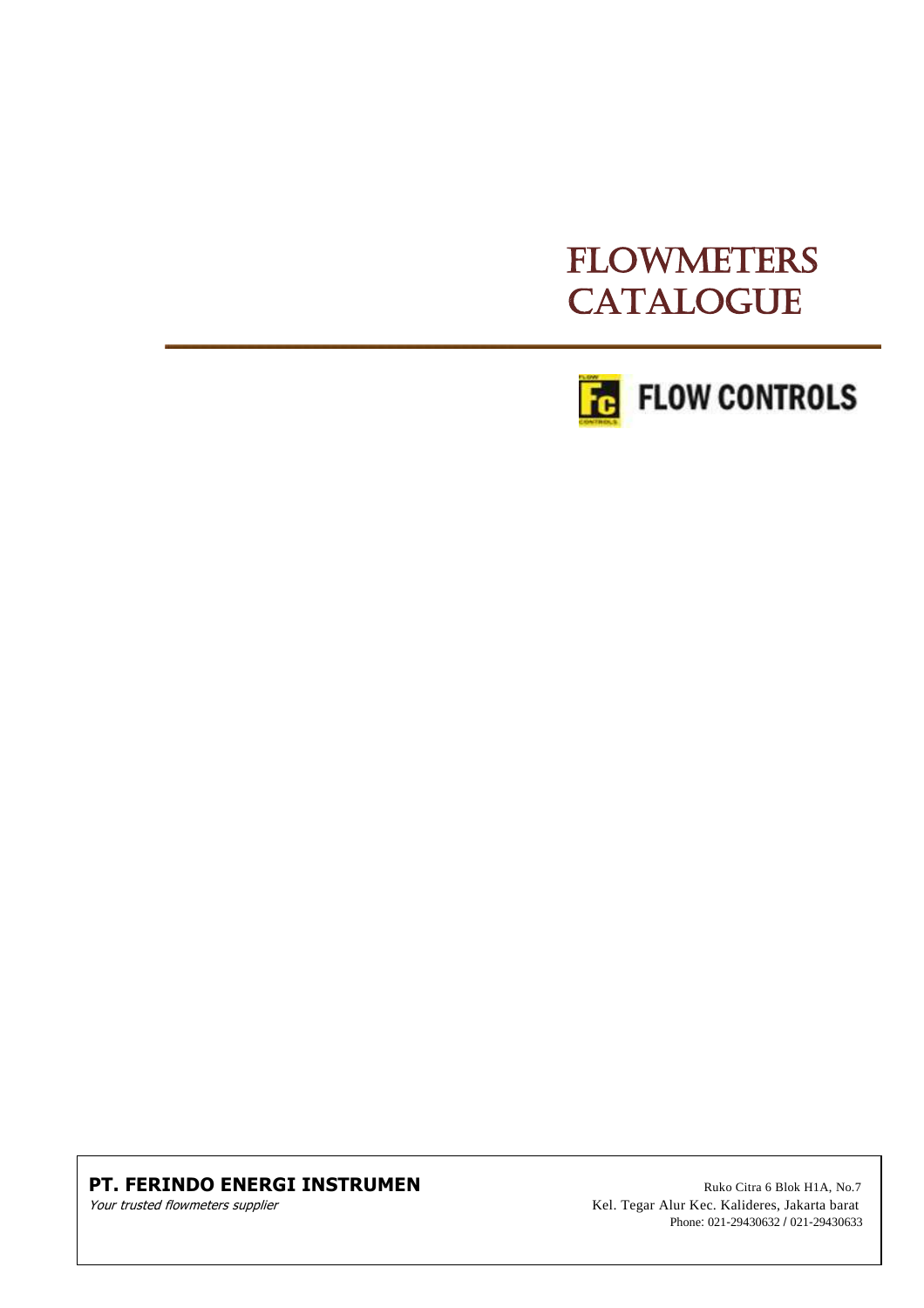# FLOWMETERS CATALOGUE

FLOW CONTROLS

**PT. FERINDO ENERGI INSTRUMEN**

*Your trusted flowmeters supplier*

Ruko Citra 6 Blok H1A, No.7
Kel. Tegar Alur Kec. Kalideres, Jakarta barat
Phone: 021-29430632 / 021-29430633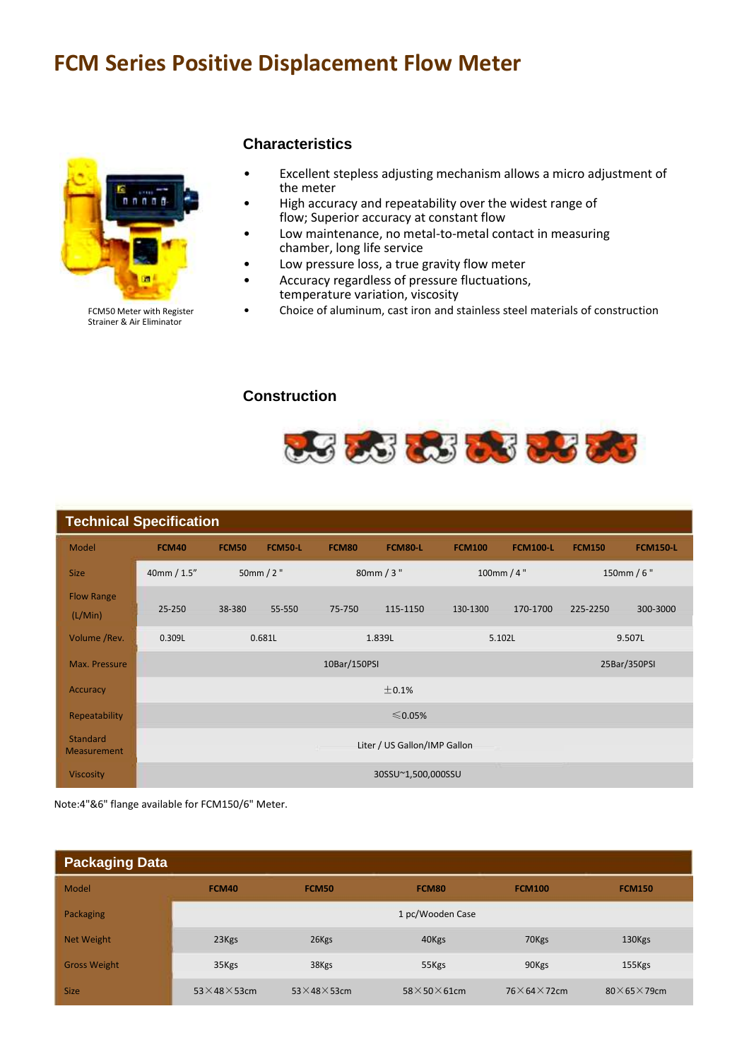# FCM Series Positive Displacement Flow Meter

FCM50 Meter with Register Strainer & Air Eliminator

## Characteristics

- Excellent stepless adjusting mechanism allows a micro adjustment of the meter
- High accuracy and repeatability over the widest range of flow; Superior accuracy at constant flow
- Low maintenance, no metal-to-metal contact in measuring chamber, long life service
- Low pressure loss, a true gravity flow meter
- Accuracy regardless of pressure fluctuations, temperature variation, viscosity
- Choice of aluminum, cast iron and stainless steel materials of construction

## Construction

## Technical Specification

| Model | FCM40 | FCM50 | FCM50-L | FCM80 | FCM80-L | FCM100 | FCM100-L | FCM150 | FCM150-L |
|---|---|---|---|---|---|---|---|---|---|
| Size | 40mm / 1.5" | 50mm / 2 " | | 80mm / 3 " | | 100mm / 4 " | | 150mm / 6 " | |
| Flow Range (L/Min) | 25-250 | 38-380 | 55-550 | 75-750 | 115-1150 | 130-1300 | 170-1700 | 225-2250 | 300-3000 |
| Volume /Rev. | 0.309L | 0.681L | | 1.839L | | 5.102L | | 9.507L | |
| Max. Pressure | 10Bar/150PSI | | | | | | | 25Bar/350PSI | |
| Accuracy | ±0.1% | | | | | | | | |
| Repeatability | ≤0.05% | | | | | | | | |
| Standard Measurement | Liter / US Gallon/IMP Gallon | | | | | | | | |
| Viscosity | 30SSU~1,500,000SSU | | | | | | | | |

Note:4"&6" flange available for FCM150/6" Meter.

## Packaging Data

| Model | FCM40 | FCM50 | FCM80 | FCM100 | FCM150 |
|---|---|---|---|---|---|
| Packaging | 1 pc/Wooden Case | | | | |
| Net Weight | 23Kgs | 26Kgs | 40Kgs | 70Kgs | 130Kgs |
| Gross Weight | 35Kgs | 38Kgs | 55Kgs | 90Kgs | 155Kgs |
| Size | 53×48×53cm | 53×48×53cm | 58×50×61cm | 76×64×72cm | 80×65×79cm |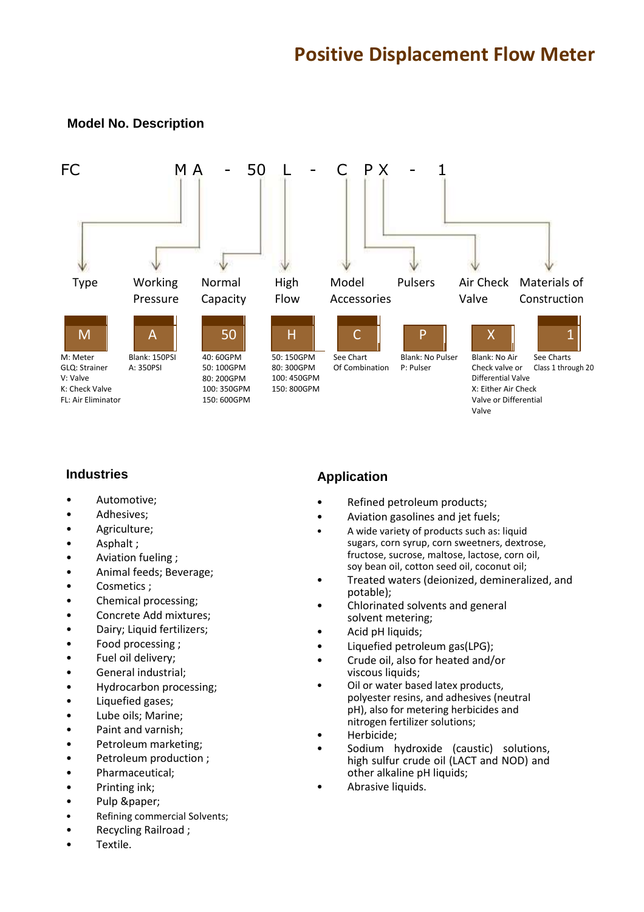# Positive Displacement Flow Meter

## Model No. Description

FC M A - 50 L - C P X - 1

| Type | Working Pressure | Normal Capacity | High Flow | Model Accessories | Pulsers | Air Check Valve | Materials of Construction |
|---|---|---|---|---|---|---|---|
| M | A | 50 | H | C | P | X | 1 |
| M: Meter<br>GLQ: Strainer<br>V: Valve<br>K: Check Valve<br>FL: Air Eliminator | Blank: 150PSI<br>A: 350PSI | 40: 60GPM<br>50: 100GPM<br>80: 200GPM<br>100: 350GPM<br>150: 600GPM | 50: 150GPM<br>80: 300GPM<br>100: 450GPM<br>150: 800GPM | See Chart Of Combination | Blank: No Pulser<br>P: Pulser | Blank: No Air Check valve or Differential Valve<br>X: Either Air Check Valve or Differential Valve | See Charts Class 1 through 20 |

## Industries

- Automotive;
- Adhesives;
- Agriculture;
- Asphalt ;
- Aviation fueling ;
- Animal feeds; Beverage;
- Cosmetics ;
- Chemical processing;
- Concrete Add mixtures;
- Dairy; Liquid fertilizers;
- Food processing ;
- Fuel oil delivery;
- General industrial;
- Hydrocarbon processing;
- Liquefied gases;
- Lube oils; Marine;
- Paint and varnish;
- Petroleum marketing;
- Petroleum production ;
- Pharmaceutical;
- Printing ink;
- Pulp &paper;
- Refining commercial Solvents;
- Recycling Railroad ;
- Textile.

## Application

- Refined petroleum products;
- Aviation gasolines and jet fuels;
- A wide variety of products such as: liquid sugars, corn syrup, corn sweetners, dextrose, fructose, sucrose, maltose, lactose, corn oil, soy bean oil, cotton seed oil, coconut oil;
- Treated waters (deionized, demineralized, and potable);
- Chlorinated solvents and general solvent metering;
- Acid pH liquids;
- Liquefied petroleum gas(LPG);
- Crude oil, also for heated and/or viscous liquids;
- Oil or water based latex products, polyester resins, and adhesives (neutral pH), also for metering herbicides and nitrogen fertilizer solutions;
- Herbicide;
- Sodium hydroxide (caustic) solutions, high sulfur crude oil (LACT and NOD) and other alkaline pH liquids;
- Abrasive liquids.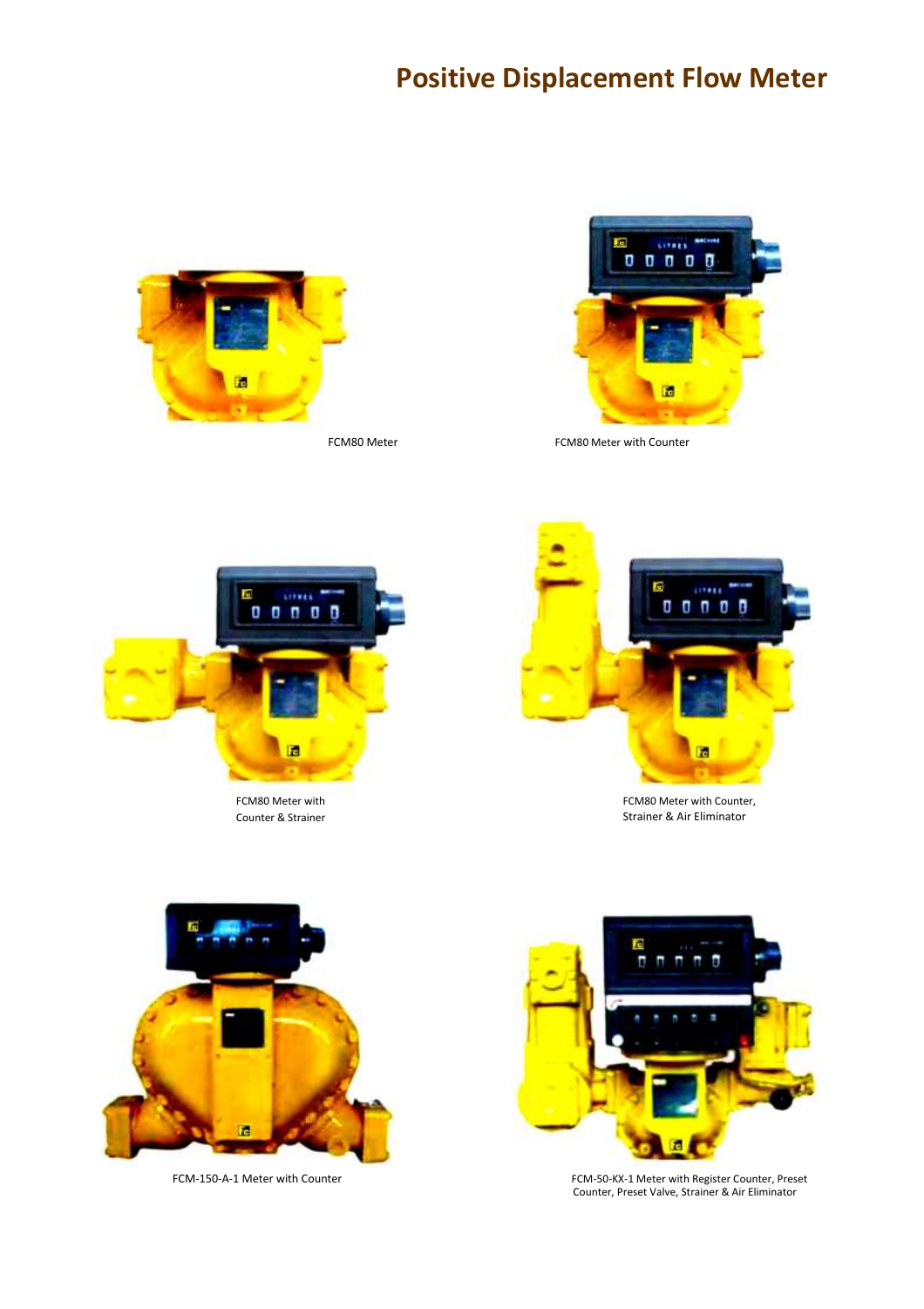# Positive Displacement Flow Meter

FCM80 Meter

FCM80 Meter with Counter

FCM80 Meter with Counter & Strainer

FCM80 Meter with Counter, Strainer & Air Eliminator

FCM-150-A-1 Meter with Counter

FCM-50-KX-1 Meter with Register Counter, Preset Counter, Preset Valve, Strainer & Air Eliminator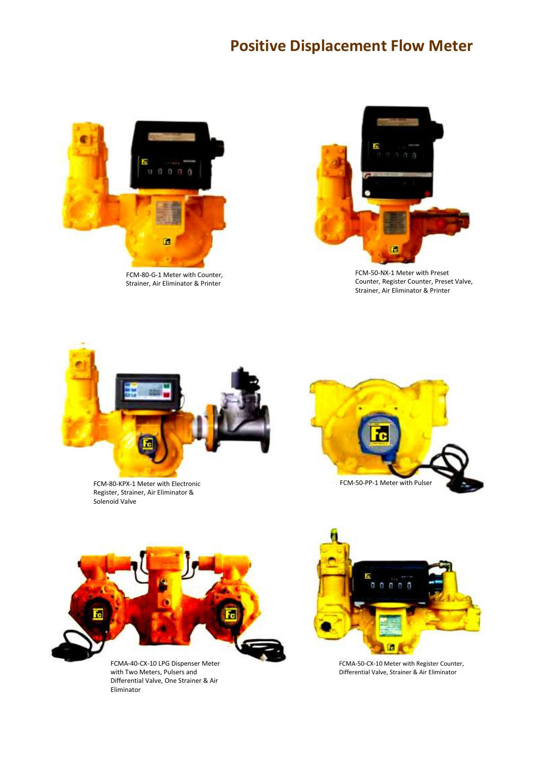# Positive Displacement Flow Meter

FCM-80-G-1 Meter with Counter, Strainer, Air Eliminator & Printer

FCM-50-NX-1 Meter with Preset Counter, Register Counter, Preset Valve, Strainer, Air Eliminator & Printer

FCM-80-KPX-1 Meter with Electronic Register, Strainer, Air Eliminator & Solenoid Valve

FCM-50-PP-1 Meter with Pulser

FCMA-40-CX-10 LPG Dispenser Meter with Two Meters, Pulsers and Differential Valve, One Strainer & Air Eliminator

FCMA-50-CX-10 Meter with Register Counter, Differential Valve, Strainer & Air Eliminator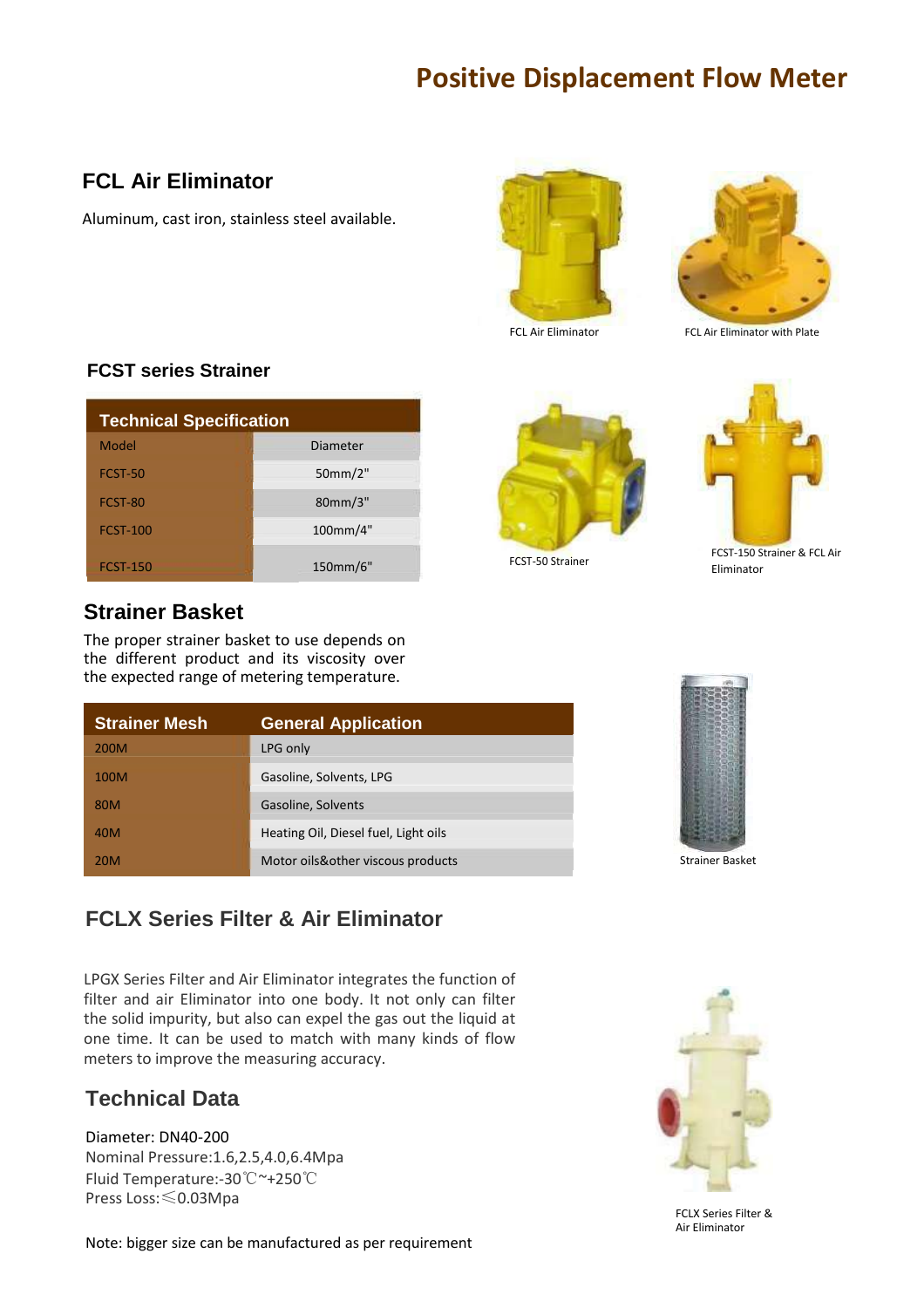# Positive Displacement Flow Meter

## FCL Air Eliminator

Aluminum, cast iron, stainless steel available.

FCL Air Eliminator

FCL Air Eliminator with Plate

## FCST series Strainer

| Technical Specification | |
|---|---|
| Model | Diameter |
| FCST-50 | 50mm/2" |
| FCST-80 | 80mm/3" |
| FCST-100 | 100mm/4" |
| FCST-150 | 150mm/6" |

FCST-50 Strainer

FCST-150 Strainer & FCL Air Eliminator

## Strainer Basket

The proper strainer basket to use depends on the different product and its viscosity over the expected range of metering temperature.

| Strainer Mesh | General Application |
|---|---|
| 200M | LPG only |
| 100M | Gasoline, Solvents, LPG |
| 80M | Gasoline, Solvents |
| 40M | Heating Oil, Diesel fuel, Light oils |
| 20M | Motor oils&other viscous products |

Strainer Basket

## FCLX Series Filter & Air Eliminator

LPGX Series Filter and Air Eliminator integrates the function of filter and air Eliminator into one body. It not only can filter the solid impurity, but also can expel the gas out the liquid at one time. It can be used to match with many kinds of flow meters to improve the measuring accuracy.

## Technical Data

Diameter: DN40-200
Nominal Pressure:1.6,2.5,4.0,6.4Mpa
Fluid Temperature:-30℃~+250℃
Press Loss:≤0.03Mpa

Note: bigger size can be manufactured as per requirement

FCLX Series Filter & Air Eliminator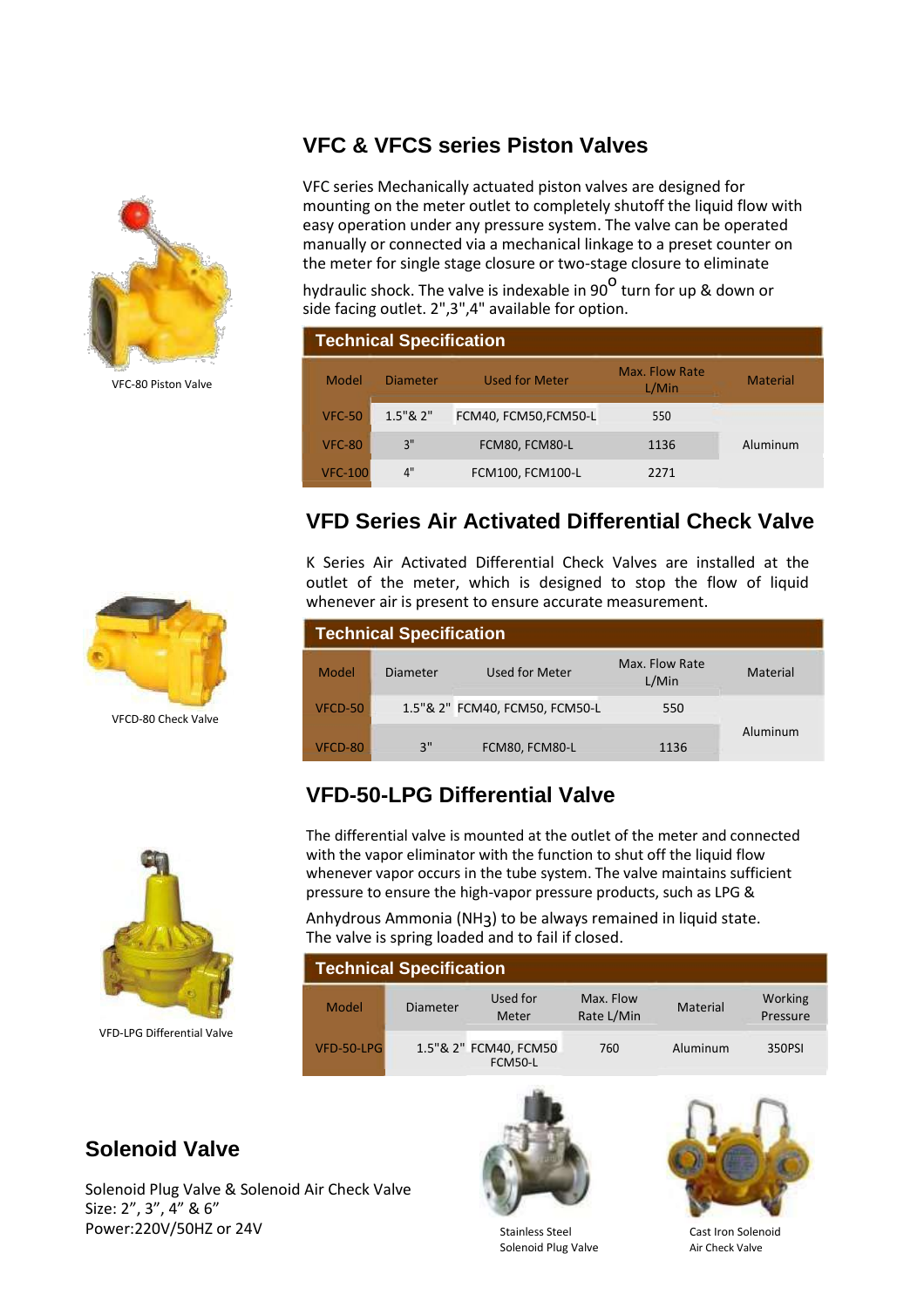VFC-80 Piston Valve

## VFC & VFCS series Piston Valves

VFC series Mechanically actuated piston valves are designed for mounting on the meter outlet to completely shutoff the liquid flow with easy operation under any pressure system. The valve can be operated manually or connected via a mechanical linkage to a preset counter on the meter for single stage closure or two-stage closure to eliminate hydraulic shock. The valve is indexable in $90^{o}$ turn for up & down or side facing outlet. 2",3",4" available for option.

**Technical Specification**

| Model | Diameter | Used for Meter | Max. Flow Rate L/Min | Material |
|---|---|---|---|---|
| VFC-50 | 1.5"& 2" | FCM40, FCM50,FCM50-L | 550 | Aluminum |
| VFC-80 | 3" | FCM80, FCM80-L | 1136 | |
| VFC-100 | 4" | FCM100, FCM100-L | 2271 | |

VFCD-80 Check Valve

## VFD Series Air Activated Differential Check Valve

K Series Air Activated Differential Check Valves are installed at the outlet of the meter, which is designed to stop the flow of liquid whenever air is present to ensure accurate measurement.

**Technical Specification**

| Model | Diameter | Used for Meter | Max. Flow Rate L/Min | Material |
|---|---|---|---|---|
| VFCD-50 | 1.5"& 2" | FCM40, FCM50, FCM50-L | 550 | Aluminum |
| VFCD-80 | 3" | FCM80, FCM80-L | 1136 | |

VFD-LPG Differential Valve

## VFD-50-LPG Differential Valve

The differential valve is mounted at the outlet of the meter and connected with the vapor eliminator with the function to shut off the liquid flow whenever vapor occurs in the tube system. The valve maintains sufficient pressure to ensure the high-vapor pressure products, such as LPG & Anhydrous Ammonia ($NH_3$) to be always remained in liquid state. The valve is spring loaded and to fail if closed.

**Technical Specification**

| Model | Diameter | Used for Meter | Max. Flow Rate L/Min | Material | Working Pressure |
|---|---|---|---|---|---|
| VFD-50-LPG | 1.5"& 2" | FCM40, FCM50 FCM50-L | 760 | Aluminum | 350PSI |

## Solenoid Valve

Solenoid Plug Valve & Solenoid Air Check Valve
Size: 2”, 3”, 4” & 6”
Power:220V/50HZ or 24V

Stainless Steel Solenoid Plug Valve

Cast Iron Solenoid Air Check Valve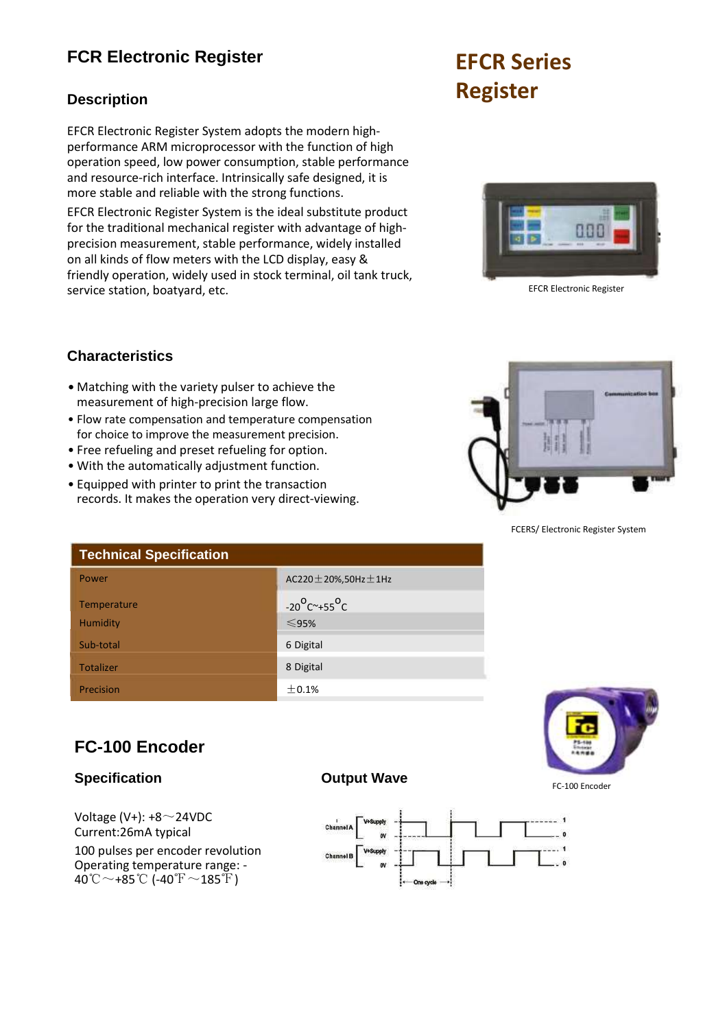# FCR Electronic Register

# EFCR Series Register

## Description

EFCR Electronic Register System adopts the modern high-performance ARM microprocessor with the function of high operation speed, low power consumption, stable performance and resource-rich interface. Intrinsically safe designed, it is more stable and reliable with the strong functions.

EFCR Electronic Register System is the ideal substitute product for the traditional mechanical register with advantage of high-precision measurement, stable performance, widely installed on all kinds of flow meters with the LCD display, easy & friendly operation, widely used in stock terminal, oil tank truck, service station, boatyard, etc.

EFCR Electronic Register

## Characteristics

- Matching with the variety pulser to achieve the measurement of high-precision large flow.
- Flow rate compensation and temperature compensation for choice to improve the measurement precision.
- Free refueling and preset refueling for option.
- With the automatically adjustment function.
- Equipped with printer to print the transaction records. It makes the operation very direct-viewing.

FCERS/ Electronic Register System

| Technical Specification | |
|---|---|
| Power | AC220±20%,50Hz±1Hz |
| Temperature | -20°C~+55°C |
| Humidity | ≤95% |
| Sub-total | 6 Digital |
| Totalizer | 8 Digital |
| Precision | ±0.1% |

## FC-100 Encoder

### Specification

Voltage (V+): +8～24VDC
Current:26mA typical
100 pulses per encoder revolution
Operating temperature range: -40℃～+85℃ (-40℉～185℉)

### Output Wave

Channel A
V+Supply
0V
1
0
Channel B
V+Supply
0V
1
0
One cycle

FC-100 Encoder